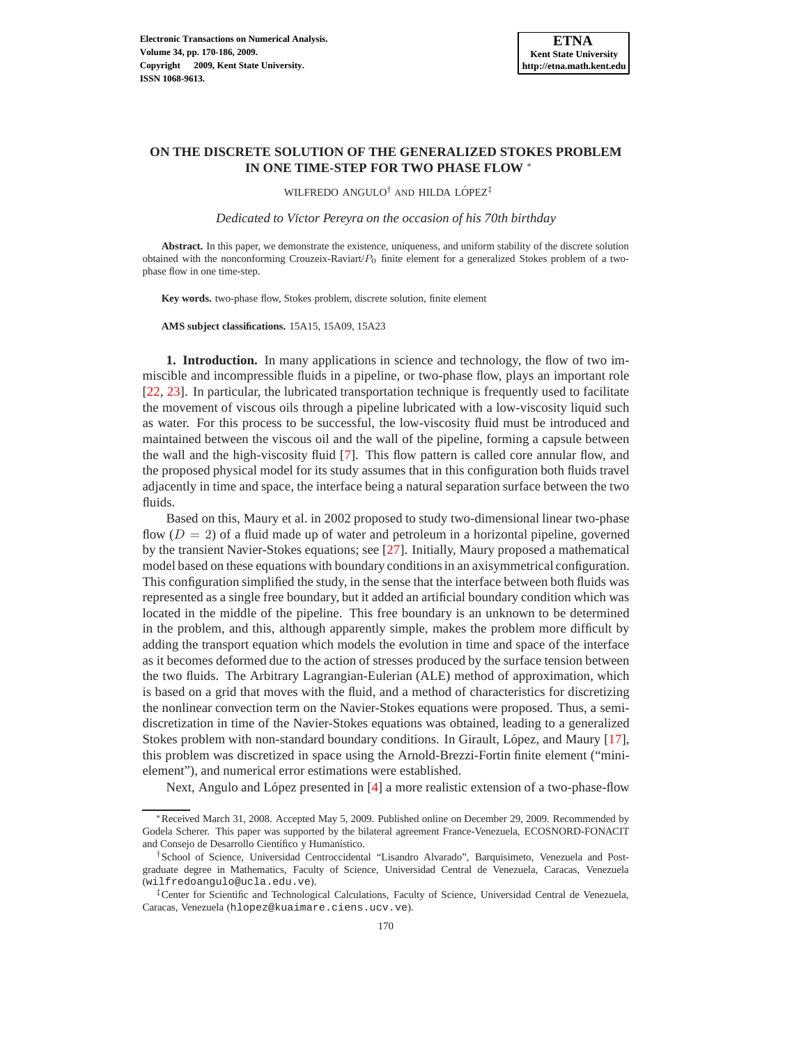# ON THE DISCRETE SOLUTION OF THE GENERALIZED STOKES PROBLEM IN ONE TIME-STEP FOR TWO PHASE FLOW [*]

WILFREDO ANGULO[†] AND HILDA LÓPEZ[‡]

*Dedicated to Víctor Pereyra on the occasion of his 70th birthday*

**Abstract.** In this paper, we demonstrate the existence, uniqueness, and uniform stability of the discrete solution obtained with the nonconforming Crouzeix-Raviart/$P_0$ finite element for a generalized Stokes problem of a two-phase flow in one time-step.

**Key words.** two-phase flow, Stokes problem, discrete solution, finite element

**AMS subject classifications.** 15A15, 15A09, 15A23

**1. Introduction.** In many applications in science and technology, the flow of two immiscible and incompressible fluids in a pipeline, or two-phase flow, plays an important role [22, 23]. In particular, the lubricated transportation technique is frequently used to facilitate the movement of viscous oils through a pipeline lubricated with a low-viscosity liquid such as water. For this process to be successful, the low-viscosity fluid must be introduced and maintained between the viscous oil and the wall of the pipeline, forming a capsule between the wall and the high-viscosity fluid [7]. This flow pattern is called core annular flow, and the proposed physical model for its study assumes that in this configuration both fluids travel adjacently in time and space, the interface being a natural separation surface between the two fluids.

Based on this, Maury et al. in 2002 proposed to study two-dimensional linear two-phase flow ($D = 2$) of a fluid made up of water and petroleum in a horizontal pipeline, governed by the transient Navier-Stokes equations; see [27]. Initially, Maury proposed a mathematical model based on these equations with boundary conditions in an axisymmetrical configuration. This configuration simplified the study, in the sense that the interface between both fluids was represented as a single free boundary, but it added an artificial boundary condition which was located in the middle of the pipeline. This free boundary is an unknown to be determined in the problem, and this, although apparently simple, makes the problem more difficult by adding the transport equation which models the evolution in time and space of the interface as it becomes deformed due to the action of stresses produced by the surface tension between the two fluids. The Arbitrary Lagrangian-Eulerian (ALE) method of approximation, which is based on a grid that moves with the fluid, and a method of characteristics for discretizing the nonlinear convection term on the Navier-Stokes equations were proposed. Thus, a semi-discretization in time of the Navier-Stokes equations was obtained, leading to a generalized Stokes problem with non-standard boundary conditions. In Girault, López, and Maury [17], this problem was discretized in space using the Arnold-Brezzi-Fortin finite element ("mini-element"), and numerical error estimations were established.

Next, Angulo and López presented in [4] a more realistic extension of a two-phase-flow

---

[*] Received March 31, 2008. Accepted May 5, 2009. Published online on December 29, 2009. Recommended by Godela Scherer. This paper was supported by the bilateral agreement France-Venezuela, ECOSNORD-FONACIT and Consejo de Desarrollo Científico y Humanístico.

[†] School of Science, Universidad Centroccidental "Lisandro Alvarado", Barquisimeto, Venezuela and Postgraduate degree in Mathematics, Faculty of Science, Universidad Central de Venezuela, Caracas, Venezuela (wilfredoangulo@ucla.edu.ve).

[‡] Center for Scientific and Technological Calculations, Faculty of Science, Universidad Central de Venezuela, Caracas, Venezuela (hlopez@kuaimare.ciens.ucv.ve).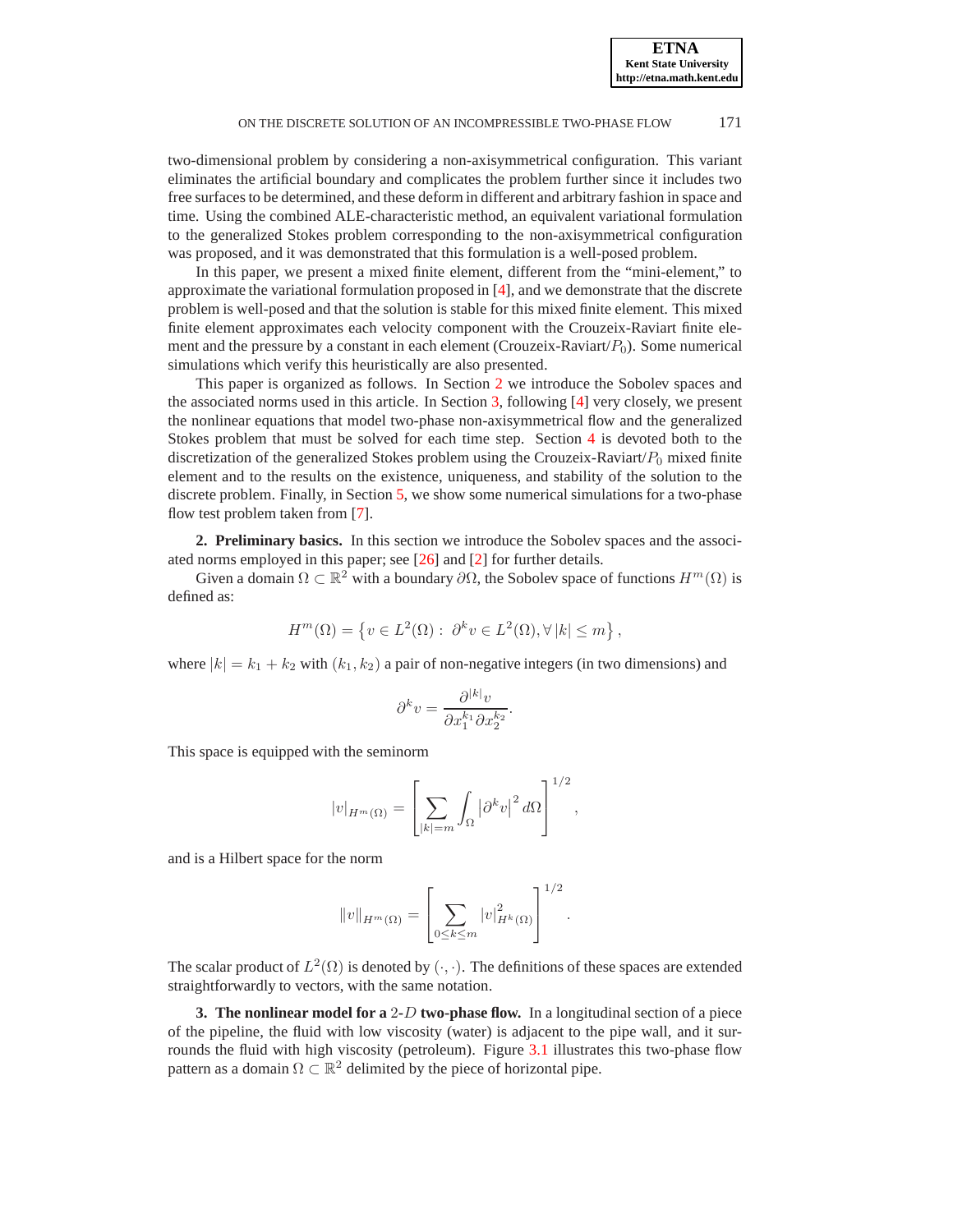two-dimensional problem by considering a non-axisymmetrical configuration. This variant eliminates the artificial boundary and complicates the problem further since it includes two free surfaces to be determined, and these deform in different and arbitrary fashion in space and time. Using the combined ALE-characteristic method, an equivalent variational formulation to the generalized Stokes problem corresponding to the non-axisymmetrical configuration was proposed, and it was demonstrated that this formulation is a well-posed problem.

In this paper, we present a mixed finite element, different from the "mini-element," to approximate the variational formulation proposed in [4], and we demonstrate that the discrete problem is well-posed and that the solution is stable for this mixed finite element. This mixed finite element approximates each velocity component with the Crouzeix-Raviart finite element and the pressure by a constant in each element (Crouzeix-Raviart/$P_0$). Some numerical simulations which verify this heuristically are also presented.

This paper is organized as follows. In Section 2 we introduce the Sobolev spaces and the associated norms used in this article. In Section 3, following [4] very closely, we present the nonlinear equations that model two-phase non-axisymmetrical flow and the generalized Stokes problem that must be solved for each time step. Section 4 is devoted both to the discretization of the generalized Stokes problem using the Crouzeix-Raviart/$P_0$ mixed finite element and to the results on the existence, uniqueness, and stability of the solution to the discrete problem. Finally, in Section 5, we show some numerical simulations for a two-phase flow test problem taken from [7].

## 2. Preliminary basics.

In this section we introduce the Sobolev spaces and the associated norms employed in this paper; see [26] and [2] for further details.

Given a domain $\Omega \subset \mathbb{R}^2$ with a boundary $\partial\Omega$, the Sobolev space of functions $H^m(\Omega)$ is defined as:

$$H^m(\Omega) = \left\{ v \in L^2(\Omega) : \ \partial^k v \in L^2(\Omega), \forall \, |k| \leq m \right\},$$

where $|k| = k_1 + k_2$ with $(k_1, k_2)$ a pair of non-negative integers (in two dimensions) and

$$\partial^k v = \frac{\partial^{|k|} v}{\partial x_1^{k_1} \partial x_2^{k_2}}.$$

This space is equipped with the seminorm

$$|v|_{H^m(\Omega)} = \left[ \sum_{|k|=m} \int_\Omega \left| \partial^k v \right|^2 d\Omega \right]^{1/2},$$

and is a Hilbert space for the norm

$$\|v\|_{H^m(\Omega)} = \left[ \sum_{0 \leq k \leq m} |v|^2_{H^k(\Omega)} \right]^{1/2}.$$

The scalar product of $L^2(\Omega)$ is denoted by $(\cdot, \cdot)$. The definitions of these spaces are extended straightforwardly to vectors, with the same notation.

## 3. The nonlinear model for a $2$-$D$ two-phase flow.

In a longitudinal section of a piece of the pipeline, the fluid with low viscosity (water) is adjacent to the pipe wall, and it surrounds the fluid with high viscosity (petroleum). Figure 3.1 illustrates this two-phase flow pattern as a domain $\Omega \subset \mathbb{R}^2$ delimited by the piece of horizontal pipe.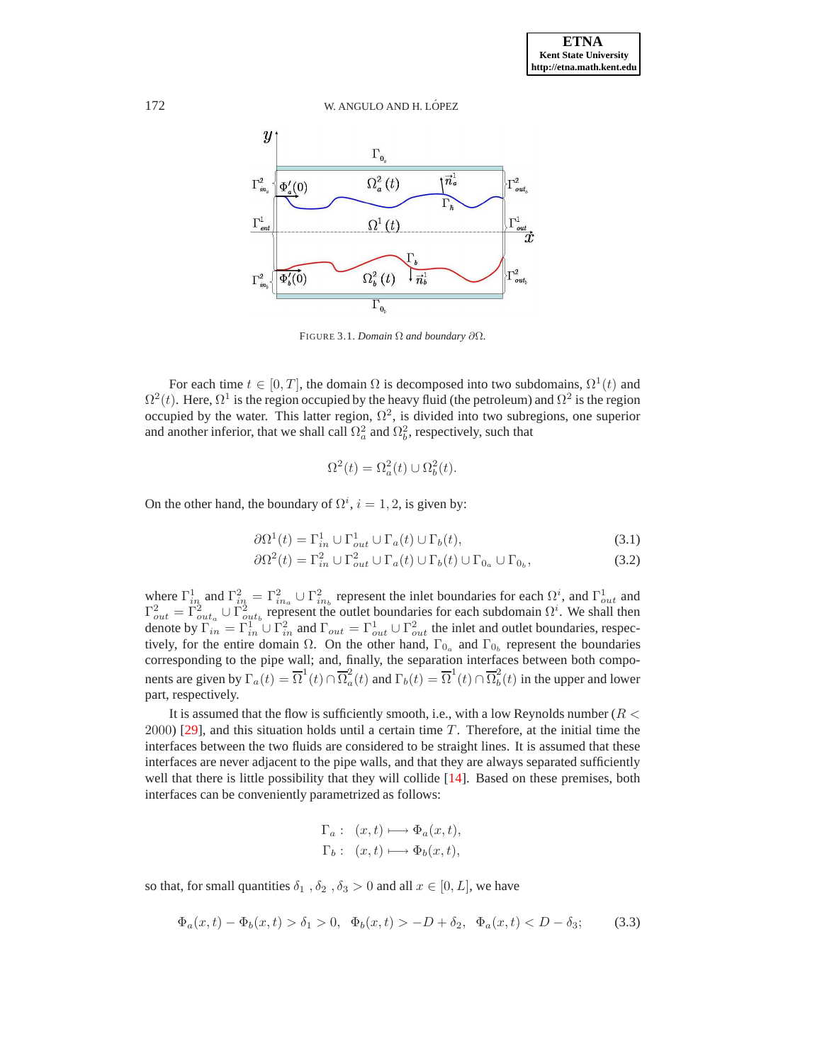FIGURE 3.1. *Domain $\Omega$ and boundary $\partial\Omega$.*

For each time $t \in [0, T]$, the domain $\Omega$ is decomposed into two subdomains, $\Omega^1(t)$ and $\Omega^2(t)$. Here, $\Omega^1$ is the region occupied by the heavy fluid (the petroleum) and $\Omega^2$ is the region occupied by the water. This latter region, $\Omega^2$, is divided into two subregions, one superior and another inferior, that we shall call $\Omega^2_a$ and $\Omega^2_b$, respectively, such that

$$\Omega^2(t) = \Omega^2_a(t) \cup \Omega^2_b(t).$$

On the other hand, the boundary of $\Omega^i$, $i = 1, 2$, is given by:

$$\partial\Omega^1(t) = \Gamma^1_{in} \cup \Gamma^1_{out} \cup \Gamma_a(t) \cup \Gamma_b(t), \tag{3.1}$$

$$\partial\Omega^2(t) = \Gamma^2_{in} \cup \Gamma^2_{out} \cup \Gamma_a(t) \cup \Gamma_b(t) \cup \Gamma_{0_a} \cup \Gamma_{0_b}, \tag{3.2}$$

where $\Gamma^1_{in}$ and $\Gamma^2_{in} = \Gamma^2_{in_a} \cup \Gamma^2_{in_b}$ represent the inlet boundaries for each $\Omega^i$, and $\Gamma^1_{out}$ and $\Gamma^2_{out} = \Gamma^2_{out_a} \cup \Gamma^2_{out_b}$ represent the outlet boundaries for each subdomain $\Omega^i$. We shall then denote by $\Gamma_{in} = \Gamma^1_{in} \cup \Gamma^2_{in}$ and $\Gamma_{out} = \Gamma^1_{out} \cup \Gamma^2_{out}$ the inlet and outlet boundaries, respectively, for the entire domain $\Omega$. On the other hand, $\Gamma_{0_a}$ and $\Gamma_{0_b}$ represent the boundaries corresponding to the pipe wall; and, finally, the separation interfaces between both components are given by $\Gamma_a(t) = \overline{\Omega}^1(t) \cap \overline{\Omega}^2_a(t)$ and $\Gamma_b(t) = \overline{\Omega}^1(t) \cap \overline{\Omega}^2_b(t)$ in the upper and lower part, respectively.

It is assumed that the flow is sufficiently smooth, i.e., with a low Reynolds number ($R < 2000$) [29], and this situation holds until a certain time $T$. Therefore, at the initial time the interfaces between the two fluids are considered to be straight lines. It is assumed that these interfaces are never adjacent to the pipe walls, and that they are always separated sufficiently well that there is little possibility that they will collide [14]. Based on these premises, both interfaces can be conveniently parametrized as follows:

$$\Gamma_a : \ (x, t) \longmapsto \Phi_a(x, t),$$
$$\Gamma_b : \ (x, t) \longmapsto \Phi_b(x, t),$$

so that, for small quantities $\delta_1$ , $\delta_2$ , $\delta_3 > 0$ and all $x \in [0, L]$, we have

$$\Phi_a(x, t) - \Phi_b(x, t) > \delta_1 > 0, \ \ \Phi_b(x, t) > -D + \delta_2, \ \ \Phi_a(x, t) < D - \delta_3; \tag{3.3}$$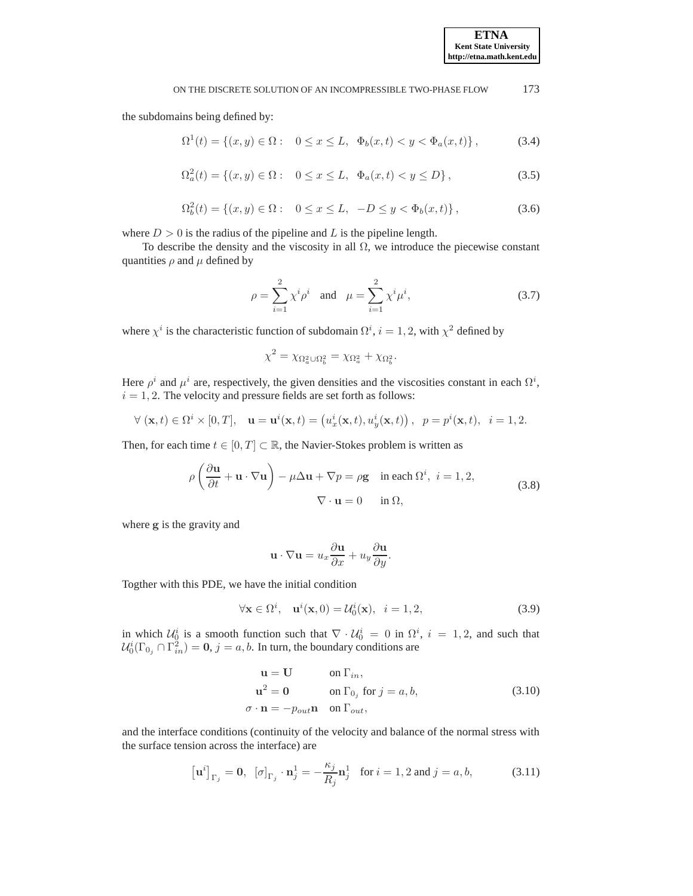the subdomains being defined by:

$$\Omega^1(t) = \{(x,y) \in \Omega: \quad 0 \le x \le L, \ \ \Phi_b(x,t) < y < \Phi_a(x,t)\}, \tag{3.4}$$

$$\Omega^2_a(t) = \{(x,y) \in \Omega: \quad 0 \le x \le L, \ \ \Phi_a(x,t) < y \le D\}, \tag{3.5}$$

$$\Omega^2_b(t) = \{(x,y) \in \Omega: \quad 0 \le x \le L, \ \ -D \le y < \Phi_b(x,t)\}, \tag{3.6}$$

where $D > 0$ is the radius of the pipeline and $L$ is the pipeline length.

To describe the density and the viscosity in all $\Omega$, we introduce the piecewise constant quantities $\rho$ and $\mu$ defined by

$$\rho = \sum_{i=1}^{2} \chi^i \rho^i \quad \text{and} \quad \mu = \sum_{i=1}^{2} \chi^i \mu^i, \tag{3.7}$$

where $\chi^i$ is the characteristic function of subdomain $\Omega^i$, $i = 1, 2$, with $\chi^2$ defined by

$$\chi^2 = \chi_{\Omega^2_a \cup \Omega^2_b} = \chi_{\Omega^2_a} + \chi_{\Omega^2_b}.$$

Here $\rho^i$ and $\mu^i$ are, respectively, the given densities and the viscosities constant in each $\Omega^i$, $i = 1, 2$. The velocity and pressure fields are set forth as follows:

$$\forall\ (\mathbf{x}, t) \in \Omega^i \times [0,T], \quad \mathbf{u} = \mathbf{u}^i(\mathbf{x},t) = \left(u^i_x(\mathbf{x},t), u^i_y(\mathbf{x},t)\right), \ \ p = p^i(\mathbf{x},t), \ \ i = 1, 2.$$

Then, for each time $t \in [0,T] \subset \mathbb{R}$, the Navier-Stokes problem is written as

$$\begin{aligned} \rho\left(\frac{\partial \mathbf{u}}{\partial t} + \mathbf{u}\cdot\nabla\mathbf{u}\right) - \mu\Delta\mathbf{u} + \nabla p = \rho\mathbf{g} \quad &\text{in each } \Omega^i, \ i = 1, 2, \\ \nabla\cdot\mathbf{u} = 0 \quad &\text{in } \Omega, \end{aligned} \tag{3.8}$$

where $\mathbf{g}$ is the gravity and

$$\mathbf{u}\cdot\nabla\mathbf{u} = u_x \frac{\partial \mathbf{u}}{\partial x} + u_y \frac{\partial \mathbf{u}}{\partial y}.$$

Togther with this PDE, we have the initial condition

$$\forall \mathbf{x} \in \Omega^i, \quad \mathbf{u}^i(\mathbf{x}, 0) = \mathcal{U}^i_0(\mathbf{x}), \ \ i = 1, 2, \tag{3.9}$$

in which $\mathcal{U}^i_0$ is a smooth function such that $\nabla\cdot\mathcal{U}^i_0 = 0$ in $\Omega^i$, $i = 1, 2$, and such that $\mathcal{U}^i_0(\Gamma_{0_j} \cap \Gamma^2_{in}) = \mathbf{0}$, $j = a, b$. In turn, the boundary conditions are

$$\begin{aligned} \mathbf{u} &= \mathbf{U} && \text{on } \Gamma_{in}, \\ \mathbf{u}^2 &= \mathbf{0} && \text{on } \Gamma_{0_j} \text{ for } j = a, b, \\ \sigma\cdot\mathbf{n} &= -p_{out}\mathbf{n} && \text{on } \Gamma_{out}, \end{aligned} \tag{3.10}$$

and the interface conditions (continuity of the velocity and balance of the normal stress with the surface tension across the interface) are

$$\left[\mathbf{u}^i\right]_{\Gamma_j} = \mathbf{0}, \ \ [\sigma]_{\Gamma_j}\cdot\mathbf{n}^1_j = -\frac{\kappa_j}{R_j}\mathbf{n}^1_j \quad \text{for } i = 1, 2 \text{ and } j = a, b, \tag{3.11}$$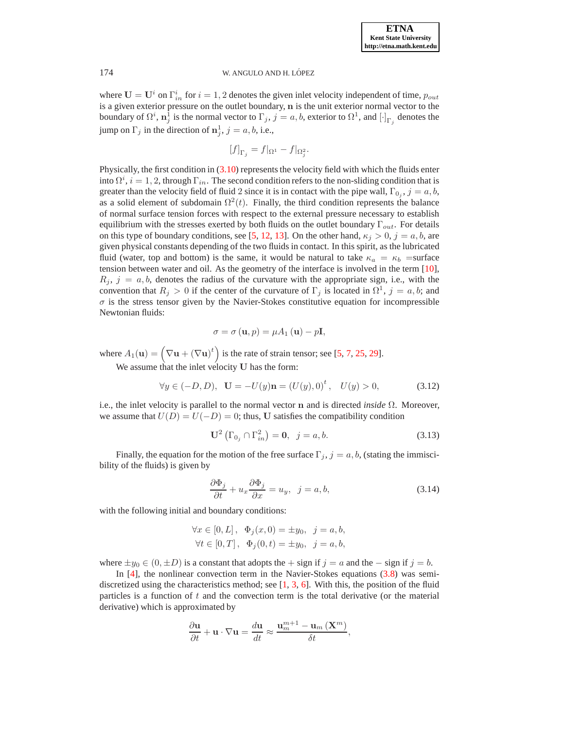where $\mathbf{U} = \mathbf{U}^i$ on $\Gamma^i_{in}$ for $i = 1, 2$ denotes the given inlet velocity independent of time, $p_{out}$ is a given exterior pressure on the outlet boundary, $\mathbf{n}$ is the unit exterior normal vector to the boundary of $\Omega^i$, $\mathbf{n}^1_j$ is the normal vector to $\Gamma_j$, $j = a, b$, exterior to $\Omega^1$, and $[\cdot]_{\Gamma_j}$ denotes the jump on $\Gamma_j$ in the direction of $\mathbf{n}^1_j$, $j = a, b$, i.e.,

$$[f]_{\Gamma_j} = f|_{\Omega^1} - f|_{\Omega^2_j}.$$

Physically, the first condition in (3.10) represents the velocity field with which the fluids enter into $\Omega^i$, $i = 1, 2$, through $\Gamma_{in}$. The second condition refers to the non-sliding condition that is greater than the velocity field of fluid 2 since it is in contact with the pipe wall, $\Gamma_{0_j}$, $j = a, b$, as a solid element of subdomain $\Omega^2(t)$. Finally, the third condition represents the balance of normal surface tension forces with respect to the external pressure necessary to establish equilibrium with the stresses exerted by both fluids on the outlet boundary $\Gamma_{out}$. For details on this type of boundary conditions, see [5, 12, 13]. On the other hand, $\kappa_j > 0$, $j = a, b$, are given physical constants depending of the two fluids in contact. In this spirit, as the lubricated fluid (water, top and bottom) is the same, it would be natural to take $\kappa_a = \kappa_b$ =surface tension between water and oil. As the geometry of the interface is involved in the term [10], $R_j$, $j = a, b$, denotes the radius of the curvature with the appropriate sign, i.e., with the convention that $R_j > 0$ if the center of the curvature of $\Gamma_j$ is located in $\Omega^1$, $j = a, b$; and $\sigma$ is the stress tensor given by the Navier-Stokes constitutive equation for incompressible Newtonian fluids:

$$\sigma = \sigma(\mathbf{u}, p) = \mu A_1(\mathbf{u}) - p\mathbf{I},$$

where $A_1(\mathbf{u}) = \left(\nabla\mathbf{u} + (\nabla\mathbf{u})^t\right)$ is the rate of strain tensor; see [5, 7, 25, 29].

We assume that the inlet velocity $\mathbf{U}$ has the form:

$$\forall y \in (-D, D), \quad \mathbf{U} = -U(y)\mathbf{n} = (U(y), 0)^t, \quad U(y) > 0, \tag{3.12}$$

i.e., the inlet velocity is parallel to the normal vector $\mathbf{n}$ and is directed *inside* $\Omega$. Moreover, we assume that $U(D) = U(-D) = 0$; thus, $\mathbf{U}$ satisfies the compatibility condition

$$\mathbf{U}^2\left(\Gamma_{0_j} \cap \Gamma^2_{in}\right) = \mathbf{0}, \quad j = a, b. \tag{3.13}$$

Finally, the equation for the motion of the free surface $\Gamma_j$, $j = a, b$, (stating the immiscibility of the fluids) is given by

$$\frac{\partial \Phi_j}{\partial t} + u_x \frac{\partial \Phi_j}{\partial x} = u_y, \quad j = a, b, \tag{3.14}$$

with the following initial and boundary conditions:

$$\begin{aligned}
&\forall x \in [0, L], \quad \Phi_j(x, 0) = \pm y_0, \quad j = a, b,\\
&\forall t \in [0, T], \quad \Phi_j(0, t) = \pm y_0, \quad j = a, b,
\end{aligned}$$

where $\pm y_0 \in (0, \pm D)$ is a constant that adopts the $+$ sign if $j = a$ and the $-$ sign if $j = b$.

In [4], the nonlinear convection term in the Navier-Stokes equations (3.8) was semi-discretized using the characteristics method; see [1, 3, 6]. With this, the position of the fluid particles is a function of $t$ and the convection term is the total derivative (or the material derivative) which is approximated by

$$\frac{\partial \mathbf{u}}{\partial t} + \mathbf{u} \cdot \nabla \mathbf{u} = \frac{d\mathbf{u}}{dt} \approx \frac{\mathbf{u}^{m+1}_m - \mathbf{u}_m(\mathbf{X}^m)}{\delta t},$$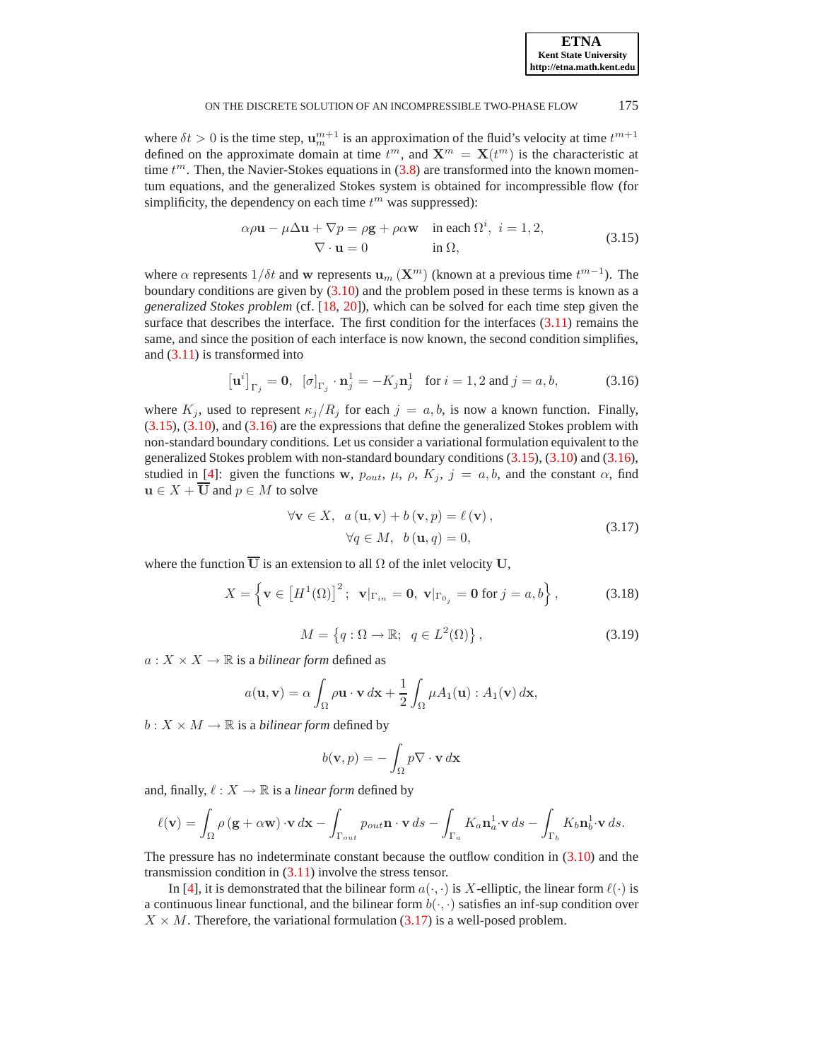where $\delta t > 0$ is the time step, $\mathbf{u}_m^{m+1}$ is an approximation of the fluid's velocity at time $t^{m+1}$ defined on the approximate domain at time $t^m$, and $\mathbf{X}^m = \mathbf{X}(t^m)$ is the characteristic at time $t^m$. Then, the Navier-Stokes equations in (3.8) are transformed into the known momentum equations, and the generalized Stokes system is obtained for incompressible flow (for simplicity, the dependency on each time $t^m$ was suppressed):

$$
\begin{aligned}
\alpha\rho\mathbf{u} - \mu\Delta\mathbf{u} + \nabla p &= \rho\mathbf{g} + \rho\alpha\mathbf{w} \quad \text{in each } \Omega^i,\ i = 1, 2, \\
\nabla \cdot \mathbf{u} &= 0 \quad \text{in } \Omega,
\end{aligned}
\tag{3.15}
$$

where $\alpha$ represents $1/\delta t$ and $\mathbf{w}$ represents $\mathbf{u}_m(\mathbf{X}^m)$ (known at a previous time $t^{m-1}$). The boundary conditions are given by (3.10) and the problem posed in these terms is known as a *generalized Stokes problem* (cf. [18, 20]), which can be solved for each time step given the surface that describes the interface. The first condition for the interfaces (3.11) remains the same, and since the position of each interface is now known, the second condition simplifies, and (3.11) is transformed into

$$
\left[\mathbf{u}^i\right]_{\Gamma_j} = \mathbf{0}, \quad [\sigma]_{\Gamma_j} \cdot \mathbf{n}_j^1 = -K_j\mathbf{n}_j^1 \quad \text{for } i = 1, 2 \text{ and } j = a, b,
\tag{3.16}
$$

where $K_j$, used to represent $\kappa_j/R_j$ for each $j = a, b$, is now a known function. Finally, (3.15), (3.10), and (3.16) are the expressions that define the generalized Stokes problem with non-standard boundary conditions. Let us consider a variational formulation equivalent to the generalized Stokes problem with non-standard boundary conditions (3.15), (3.10) and (3.16), studied in [4]: given the functions $\mathbf{w}$, $p_{out}$, $\mu$, $\rho$, $K_j$, $j = a, b$, and the constant $\alpha$, find $\mathbf{u} \in X + \overline{\mathbf{U}}$ and $p \in M$ to solve

$$
\begin{aligned}
\forall \mathbf{v} \in X, \quad a(\mathbf{u}, \mathbf{v}) + b(\mathbf{v}, p) &= \ell(\mathbf{v}), \\
\forall q \in M, \quad b(\mathbf{u}, q) &= 0,
\end{aligned}
\tag{3.17}
$$

where the function $\overline{\mathbf{U}}$ is an extension to all $\Omega$ of the inlet velocity $\mathbf{U}$,

$$
X = \left\{ \mathbf{v} \in \left[H^1(\Omega)\right]^2; \ \mathbf{v}|_{\Gamma_{in}} = \mathbf{0},\ \mathbf{v}|_{\Gamma_{0_j}} = \mathbf{0} \text{ for } j = a, b \right\},
\tag{3.18}
$$

$$
M = \left\{ q : \Omega \to \mathbb{R};\ \ q \in L^2(\Omega) \right\},
\tag{3.19}
$$

$a : X \times X \to \mathbb{R}$ is a *bilinear form* defined as

$$
a(\mathbf{u}, \mathbf{v}) = \alpha \int_\Omega \rho\mathbf{u} \cdot \mathbf{v}\, d\mathbf{x} + \frac{1}{2}\int_\Omega \mu A_1(\mathbf{u}) : A_1(\mathbf{v})\, d\mathbf{x},
$$

$b : X \times M \to \mathbb{R}$ is a *bilinear form* defined by

$$
b(\mathbf{v}, p) = -\int_\Omega p\nabla \cdot \mathbf{v}\, d\mathbf{x}
$$

and, finally, $\ell : X \to \mathbb{R}$ is a *linear form* defined by

$$
\ell(\mathbf{v}) = \int_\Omega \rho\left(\mathbf{g} + \alpha\mathbf{w}\right) \cdot \mathbf{v}\, d\mathbf{x} - \int_{\Gamma_{out}} p_{out}\mathbf{n} \cdot \mathbf{v}\, ds - \int_{\Gamma_a} K_a\mathbf{n}_a^1 \cdot \mathbf{v}\, ds - \int_{\Gamma_b} K_b\mathbf{n}_b^1 \cdot \mathbf{v}\, ds.
$$

The pressure has no indeterminate constant because the outflow condition in (3.10) and the transmission condition in (3.11) involve the stress tensor.

In [4], it is demonstrated that the bilinear form $a(\cdot,\cdot)$ is $X$-elliptic, the linear form $\ell(\cdot)$ is a continuous linear functional, and the bilinear form $b(\cdot,\cdot)$ satisfies an inf-sup condition over $X \times M$. Therefore, the variational formulation (3.17) is a well-posed problem.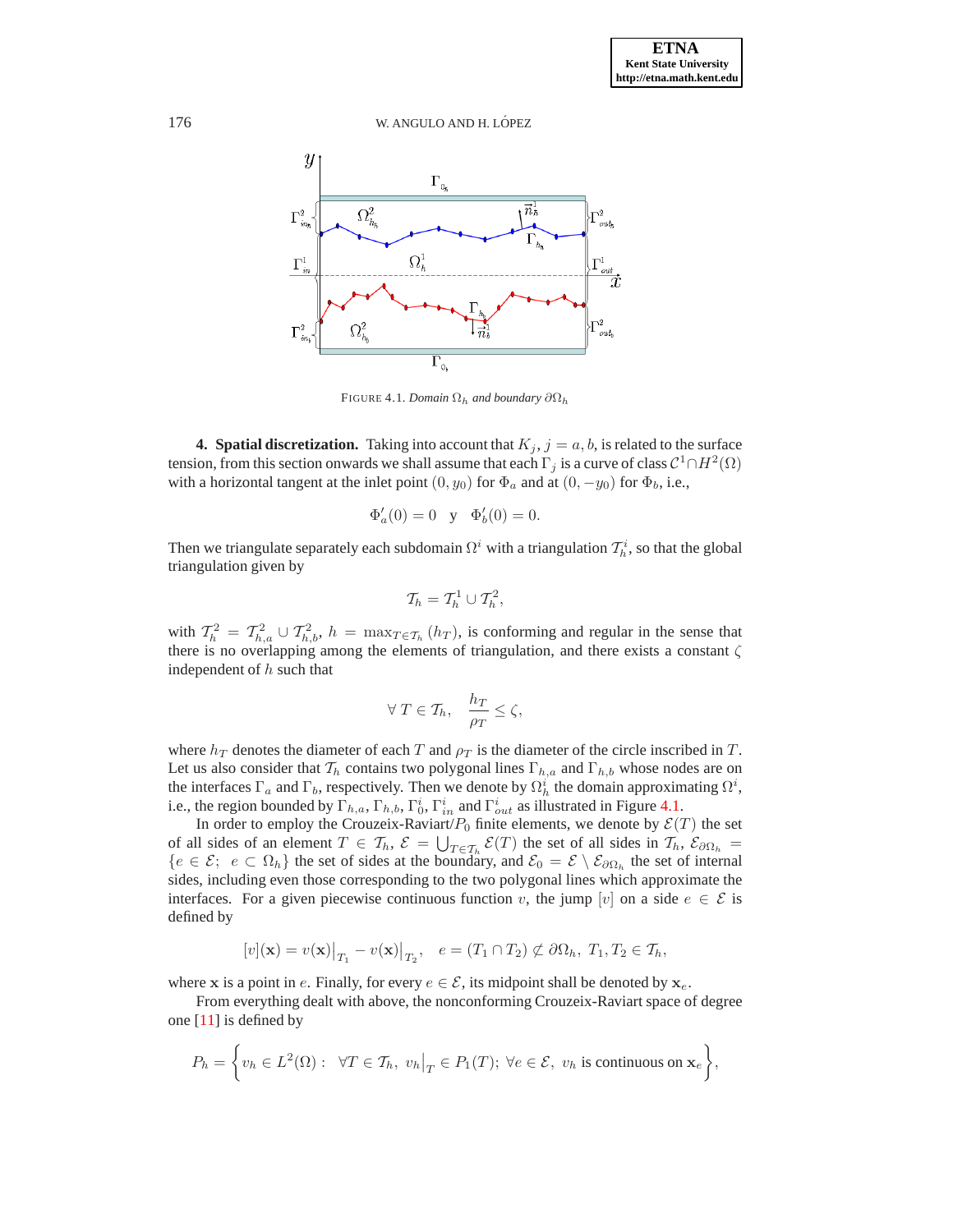FIGURE 4.1. *Domain* $\Omega_h$ *and boundary* $\partial\Omega_h$

**4. Spatial discretization.** Taking into account that $K_j$, $j = a, b$, is related to the surface tension, from this section onwards we shall assume that each $\Gamma_j$ is a curve of class $\mathcal{C}^1 \cap H^2(\Omega)$ with a horizontal tangent at the inlet point $(0, y_0)$ for $\Phi_a$ and at $(0, -y_0)$ for $\Phi_b$, i.e.,

$$\Phi_a'(0) = 0 \quad \text{y} \quad \Phi_b'(0) = 0.$$

Then we triangulate separately each subdomain $\Omega^i$ with a triangulation $\mathcal{T}_h^i$, so that the global triangulation given by

$$\mathcal{T}_h = \mathcal{T}_h^1 \cup \mathcal{T}_h^2,$$

with $\mathcal{T}_h^2 = \mathcal{T}_{h,a}^2 \cup \mathcal{T}_{h,b}^2$, $h = \max_{T \in \mathcal{T}_h}(h_T)$, is conforming and regular in the sense that there is no overlapping among the elements of triangulation, and there exists a constant $\zeta$ independent of $h$ such that

$$\forall\, T \in \mathcal{T}_h, \quad \frac{h_T}{\rho_T} \leq \zeta,$$

where $h_T$ denotes the diameter of each $T$ and $\rho_T$ is the diameter of the circle inscribed in $T$. Let us also consider that $\mathcal{T}_h$ contains two polygonal lines $\Gamma_{h,a}$ and $\Gamma_{h,b}$ whose nodes are on the interfaces $\Gamma_a$ and $\Gamma_b$, respectively. Then we denote by $\Omega_h^i$ the domain approximating $\Omega^i$, i.e., the region bounded by $\Gamma_{h,a}$, $\Gamma_{h,b}$, $\Gamma_0^i$, $\Gamma_{in}^i$ and $\Gamma_{out}^i$ as illustrated in Figure 4.1.

In order to employ the Crouzeix-Raviart/$P_0$ finite elements, we denote by $\mathcal{E}(T)$ the set of all sides of an element $T \in \mathcal{T}_h$, $\mathcal{E} = \bigcup_{T \in \mathcal{T}_h} \mathcal{E}(T)$ the set of all sides in $\mathcal{T}_h$, $\mathcal{E}_{\partial\Omega_h} = \{e \in \mathcal{E};\;\; e \subset \Omega_h\}$ the set of sides at the boundary, and $\mathcal{E}_0 = \mathcal{E} \setminus \mathcal{E}_{\partial\Omega_h}$ the set of internal sides, including even those corresponding to the two polygonal lines which approximate the interfaces. For a given piecewise continuous function $v$, the jump $[v]$ on a side $e \in \mathcal{E}$ is defined by

$$[v](\mathbf{x}) = v(\mathbf{x})\big|_{T_1} - v(\mathbf{x})\big|_{T_2}, \quad e = (T_1 \cap T_2) \not\subset \partial\Omega_h,\; T_1, T_2 \in \mathcal{T}_h,$$

where $\mathbf{x}$ is a point in $e$. Finally, for every $e \in \mathcal{E}$, its midpoint shall be denoted by $\mathbf{x}_e$.

From everything dealt with above, the nonconforming Crouzeix-Raviart space of degree one [11] is defined by

$$P_h = \left\{ v_h \in L^2(\Omega) : \;\; \forall T \in \mathcal{T}_h,\; v_h\big|_T \in P_1(T);\; \forall e \in \mathcal{E},\; v_h \text{ is continuous on } \mathbf{x}_e \right\},$$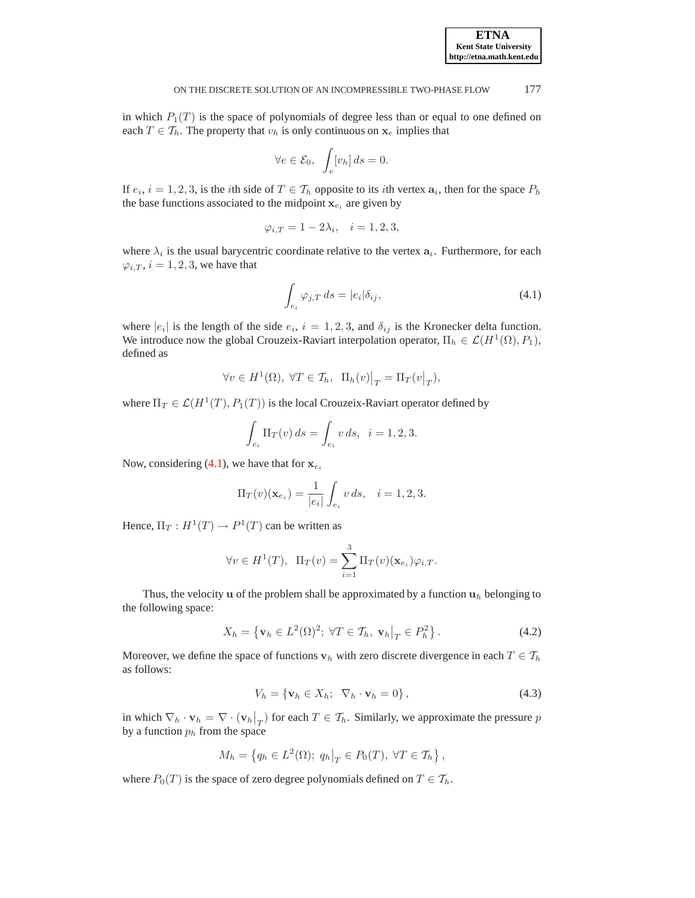in which $P_1(T)$ is the space of polynomials of degree less than or equal to one defined on each $T \in \mathcal{T}_h$. The property that $v_h$ is only continuous on $\mathbf{x}_e$ implies that

$$\forall e \in \mathcal{E}_0, \ \int_e [v_h] \, ds = 0.$$

If $e_i$, $i = 1, 2, 3$, is the $i$th side of $T \in \mathcal{T}_h$ opposite to its $i$th vertex $\mathbf{a}_i$, then for the space $P_h$ the base functions associated to the midpoint $\mathbf{x}_{e_i}$ are given by

$$\varphi_{i,T} = 1 - 2\lambda_i, \quad i = 1, 2, 3,$$

where $\lambda_i$ is the usual barycentric coordinate relative to the vertex $\mathbf{a}_i$. Furthermore, for each $\varphi_{i,T}$, $i = 1, 2, 3$, we have that

$$\int_{e_i} \varphi_{j,T} \, ds = |e_i| \delta_{ij}, \tag{4.1}$$

where $|e_i|$ is the length of the side $e_i$, $i = 1, 2, 3$, and $\delta_{ij}$ is the Kronecker delta function. We introduce now the global Crouzeix-Raviart interpolation operator, $\Pi_h \in \mathcal{L}(H^1(\Omega), P_1)$, defined as

$$\forall v \in H^1(\Omega), \ \forall T \in \mathcal{T}_h, \ \Pi_h(v)\big|_T = \Pi_T(v\big|_T),$$

where $\Pi_T \in \mathcal{L}(H^1(T), P_1(T))$ is the local Crouzeix-Raviart operator defined by

$$\int_{e_i} \Pi_T(v) \, ds = \int_{e_i} v \, ds, \ \ i = 1, 2, 3.$$

Now, considering (4.1), we have that for $\mathbf{x}_{e_i}$

$$\Pi_T(v)(\mathbf{x}_{e_i}) = \frac{1}{|e_i|} \int_{e_i} v \, ds, \quad i = 1, 2, 3.$$

Hence, $\Pi_T : H^1(T) \to P^1(T)$ can be written as

$$\forall v \in H^1(T), \ \ \Pi_T(v) = \sum_{i=1}^{3} \Pi_T(v)(\mathbf{x}_{e_i}) \varphi_{i,T}.$$

Thus, the velocity $\mathbf{u}$ of the problem shall be approximated by a function $\mathbf{u}_h$ belonging to the following space:

$$X_h = \left\{ \mathbf{v}_h \in L^2(\Omega)^2; \ \forall T \in \mathcal{T}_h, \ \mathbf{v}_h\big|_T \in P_h^2 \right\}. \tag{4.2}$$

Moreover, we define the space of functions $\mathbf{v}_h$ with zero discrete divergence in each $T \in \mathcal{T}_h$ as follows:

$$V_h = \left\{ \mathbf{v}_h \in X_h; \ \ \nabla_h \cdot \mathbf{v}_h = 0 \right\}, \tag{4.3}$$

in which $\nabla_h \cdot \mathbf{v}_h = \nabla \cdot (\mathbf{v}_h\big|_T)$ for each $T \in \mathcal{T}_h$. Similarly, we approximate the pressure $p$ by a function $p_h$ from the space

$$M_h = \left\{ q_h \in L^2(\Omega); \ q_h\big|_T \in P_0(T), \ \forall T \in \mathcal{T}_h \right\},$$

where $P_0(T)$ is the space of zero degree polynomials defined on $T \in \mathcal{T}_h$.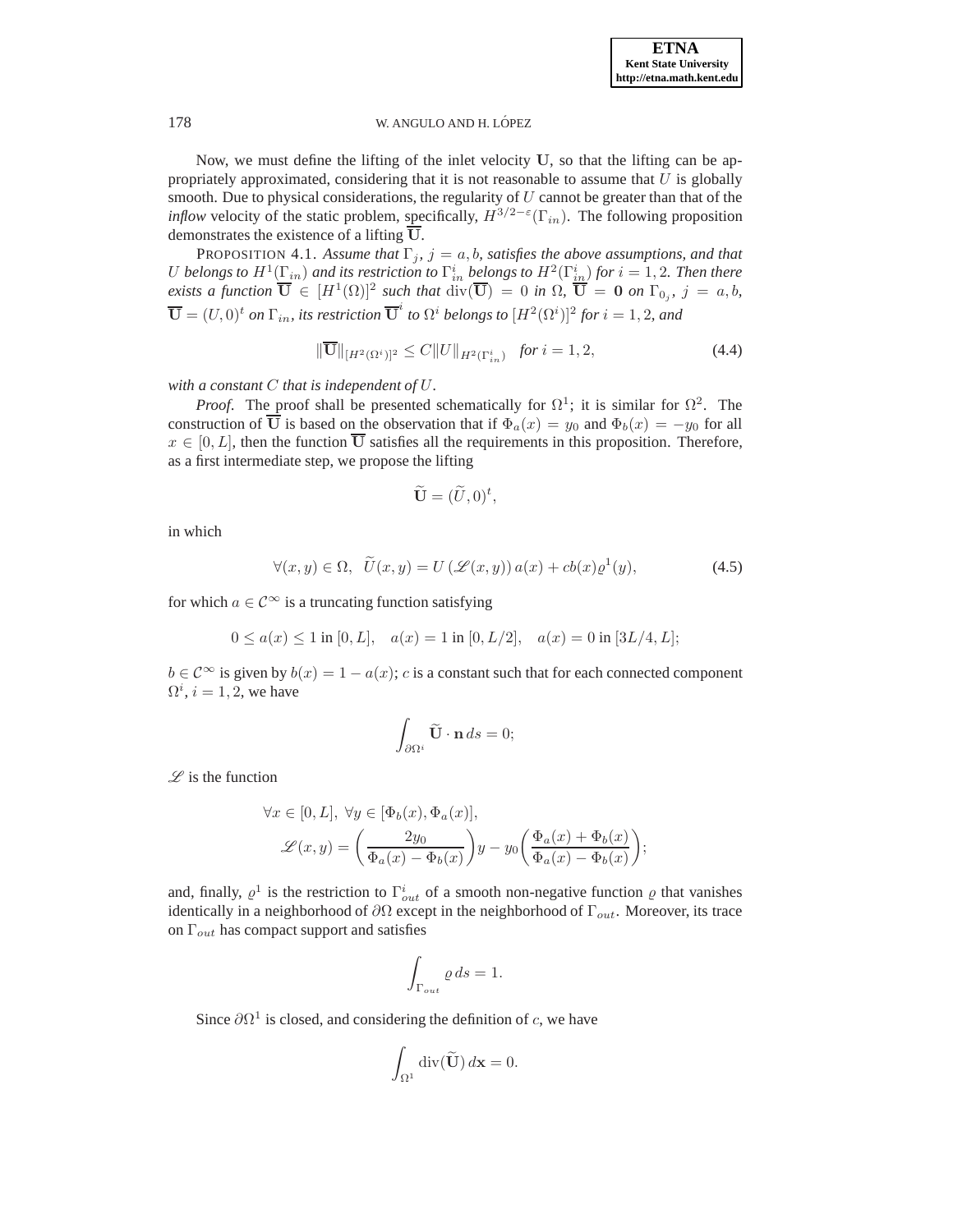Now, we must define the lifting of the inlet velocity $\mathbf{U}$, so that the lifting can be appropriately approximated, considering that it is not reasonable to assume that $U$ is globally smooth. Due to physical considerations, the regularity of $U$ cannot be greater than that of the *inflow* velocity of the static problem, specifically, $H^{3/2-\varepsilon}(\Gamma_{in})$. The following proposition demonstrates the existence of a lifting $\overline{\mathbf{U}}$.

PROPOSITION 4.1. *Assume that $\Gamma_j$, $j = a, b$, satisfies the above assumptions, and that $U$ belongs to $H^1(\Gamma_{in})$ and its restriction to $\Gamma_{in}^i$ belongs to $H^2(\Gamma_{in}^i)$ for $i = 1, 2$. Then there exists a function $\overline{\mathbf{U}} \in [H^1(\Omega)]^2$ such that $\operatorname{div}(\overline{\mathbf{U}}) = 0$ in $\Omega$, $\overline{\mathbf{U}} = \mathbf{0}$ on $\Gamma_{0_j}$, $j = a, b$, $\overline{\mathbf{U}} = (U, 0)^t$ on $\Gamma_{in}$, its restriction $\overline{\mathbf{U}}^i$ to $\Omega^i$ belongs to $[H^2(\Omega^i)]^2$ for $i = 1, 2$, and*

$$\|\overline{\mathbf{U}}\|_{[H^2(\Omega^i)]^2} \leq C\|U\|_{H^2(\Gamma_{in}^i)} \quad \text{for } i = 1, 2, \tag{4.4}$$

*with a constant $C$ that is independent of $U$.*

*Proof.* The proof shall be presented schematically for $\Omega^1$; it is similar for $\Omega^2$. The construction of $\overline{\mathbf{U}}$ is based on the observation that if $\Phi_a(x) = y_0$ and $\Phi_b(x) = -y_0$ for all $x \in [0, L]$, then the function $\overline{\mathbf{U}}$ satisfies all the requirements in this proposition. Therefore, as a first intermediate step, we propose the lifting

$$\widetilde{\mathbf{U}} = (\widetilde{U}, 0)^t,$$

in which

$$\forall (x, y) \in \Omega, \;\; \widetilde{U}(x, y) = U\left(\mathscr{L}(x, y)\right) a(x) + cb(x)\varrho^1(y), \tag{4.5}$$

for which $a \in \mathcal{C}^\infty$ is a truncating function satisfying

$$0 \leq a(x) \leq 1 \text{ in } [0, L], \quad a(x) = 1 \text{ in } [0, L/2], \quad a(x) = 0 \text{ in } [3L/4, L];$$

$b \in \mathcal{C}^\infty$ is given by $b(x) = 1 - a(x)$; $c$ is a constant such that for each connected component $\Omega^i$, $i = 1, 2$, we have

$$\int_{\partial\Omega^i} \widetilde{\mathbf{U}} \cdot \mathbf{n} \, ds = 0;$$

$\mathscr{L}$ is the function

$$\begin{aligned}
&\forall x \in [0, L], \; \forall y \in [\Phi_b(x), \Phi_a(x)], \\
&\quad \mathscr{L}(x, y) = \left(\frac{2y_0}{\Phi_a(x) - \Phi_b(x)}\right) y - y_0 \left(\frac{\Phi_a(x) + \Phi_b(x)}{\Phi_a(x) - \Phi_b(x)}\right);
\end{aligned}$$

and, finally, $\varrho^1$ is the restriction to $\Gamma_{out}^i$ of a smooth non-negative function $\varrho$ that vanishes identically in a neighborhood of $\partial\Omega$ except in the neighborhood of $\Gamma_{out}$. Moreover, its trace on $\Gamma_{out}$ has compact support and satisfies

$$\int_{\Gamma_{out}} \varrho \, ds = 1.$$

Since $\partial\Omega^1$ is closed, and considering the definition of $c$, we have

$$\int_{\Omega^1} \operatorname{div}(\widetilde{\mathbf{U}}) \, d\mathbf{x} = 0.$$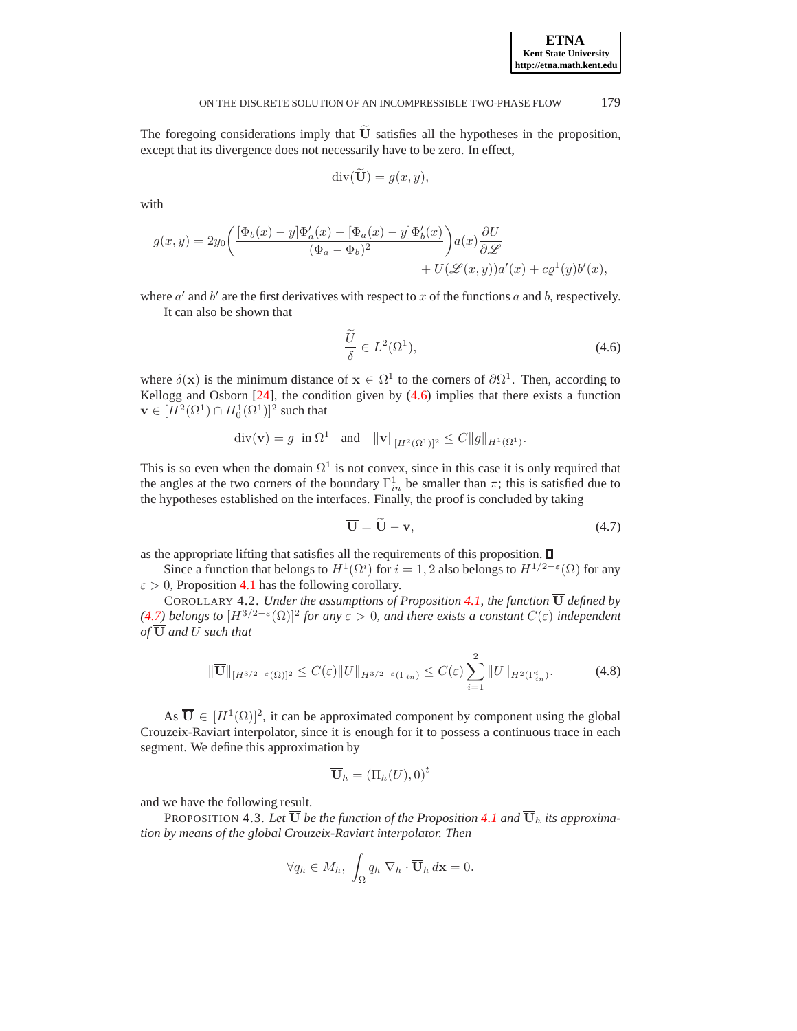The foregoing considerations imply that $\widetilde{\mathbf{U}}$ satisfies all the hypotheses in the proposition, except that its divergence does not necessarily have to be zero. In effect,

$$\operatorname{div}(\widetilde{\mathbf{U}}) = g(x, y),$$

with

$$g(x, y) = 2y_0 \left( \frac{[\Phi_b(x) - y]\Phi_a'(x) - [\Phi_a(x) - y]\Phi_b'(x)}{(\Phi_a - \Phi_b)^2} \right) a(x) \frac{\partial U}{\partial \mathscr{L}} + U(\mathscr{L}(x, y))a'(x) + c\varrho^1(y)b'(x),$$

where $a'$ and $b'$ are the first derivatives with respect to $x$ of the functions $a$ and $b$, respectively.

It can also be shown that

$$\frac{\widetilde{U}}{\delta} \in L^2(\Omega^1), \tag{4.6}$$

where $\delta(\mathbf{x})$ is the minimum distance of $\mathbf{x} \in \Omega^1$ to the corners of $\partial\Omega^1$. Then, according to Kellogg and Osborn [24], the condition given by (4.6) implies that there exists a function $\mathbf{v} \in [H^2(\Omega^1) \cap H_0^1(\Omega^1)]^2$ such that

$$\operatorname{div}(\mathbf{v}) = g \quad \text{in } \Omega^1 \quad \text{and} \quad \|\mathbf{v}\|_{[H^2(\Omega^1)]^2} \leq C\|g\|_{H^1(\Omega^1)}.$$

This is so even when the domain $\Omega^1$ is not convex, since in this case it is only required that the angles at the two corners of the boundary $\Gamma_{in}^1$ be smaller than $\pi$; this is satisfied due to the hypotheses established on the interfaces. Finally, the proof is concluded by taking

$$\overline{\mathbf{U}} = \widetilde{\mathbf{U}} - \mathbf{v}, \tag{4.7}$$

as the appropriate lifting that satisfies all the requirements of this proposition. ∎

Since a function that belongs to $H^1(\Omega^i)$ for $i = 1, 2$ also belongs to $H^{1/2-\varepsilon}(\Omega)$ for any $\varepsilon > 0$, Proposition 4.1 has the following corollary.

COROLLARY 4.2. *Under the assumptions of Proposition 4.1, the function $\overline{\mathbf{U}}$ defined by (4.7) belongs to $[H^{3/2-\varepsilon}(\Omega)]^2$ for any $\varepsilon > 0$, and there exists a constant $C(\varepsilon)$ independent of $\overline{\mathbf{U}}$ and $U$ such that*

$$\|\overline{\mathbf{U}}\|_{[H^{3/2-\varepsilon}(\Omega)]^2} \leq C(\varepsilon)\|U\|_{H^{3/2-\varepsilon}(\Gamma_{in})} \leq C(\varepsilon) \sum_{i=1}^{2} \|U\|_{H^2(\Gamma_{in}^i)}. \tag{4.8}$$

As $\overline{\mathbf{U}} \in [H^1(\Omega)]^2$, it can be approximated component by component using the global Crouzeix-Raviart interpolator, since it is enough for it to possess a continuous trace in each segment. We define this approximation by

$$\overline{\mathbf{U}}_h = (\Pi_h(U), 0)^t$$

and we have the following result.

PROPOSITION 4.3. *Let $\overline{\mathbf{U}}$ be the function of the Proposition 4.1 and $\overline{\mathbf{U}}_h$ its approximation by means of the global Crouzeix-Raviart interpolator. Then*

$$\forall q_h \in M_h, \int_\Omega q_h \, \nabla_h \cdot \overline{\mathbf{U}}_h \, d\mathbf{x} = 0.$$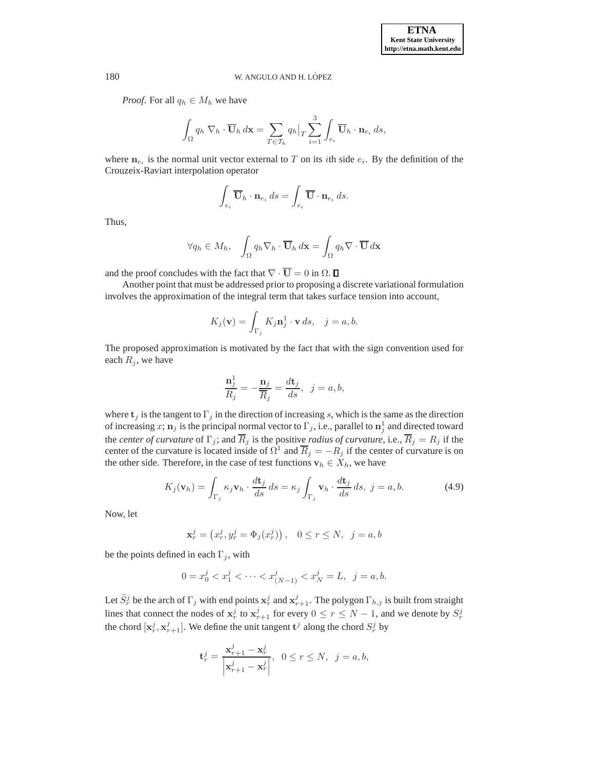*Proof.* For all $q_h \in M_h$ we have

$$\int_\Omega q_h \, \nabla_h \cdot \overline{\mathbf{U}}_h \, d\mathbf{x} = \sum_{T \in \mathcal{T}_h} q_h\big|_T \sum_{i=1}^{3} \int_{e_i} \overline{\mathbf{U}}_h \cdot \mathbf{n}_{e_i} \, ds,$$

where $\mathbf{n}_{e_i}$ is the normal unit vector external to $T$ on its $i$th side $e_i$. By the definition of the Crouzeix-Raviart interpolation operator

$$\int_{e_i} \overline{\mathbf{U}}_h \cdot \mathbf{n}_{e_i} \, ds = \int_{e_i} \overline{\mathbf{U}} \cdot \mathbf{n}_{e_i} \, ds.$$

Thus,

$$\forall q_h \in M_h, \quad \int_\Omega q_h \nabla_h \cdot \overline{\mathbf{U}}_h \, d\mathbf{x} = \int_\Omega q_h \nabla \cdot \overline{\mathbf{U}} \, d\mathbf{x}$$

and the proof concludes with the fact that $\nabla \cdot \overline{\mathbf{U}} = 0$ in $\Omega$. ∎

Another point that must be addressed prior to proposing a discrete variational formulation involves the approximation of the integral term that takes surface tension into account,

$$K_j(\mathbf{v}) = \int_{\Gamma_j} K_j \mathbf{n}_j^1 \cdot \mathbf{v} \, ds, \quad j = a, b.$$

The proposed approximation is motivated by the fact that with the sign convention used for each $R_j$, we have

$$\frac{\mathbf{n}_j^1}{R_j} = -\frac{\mathbf{n}_j}{\overline{R}_j} = \frac{d\mathbf{t}_j}{ds}, \quad j = a, b,$$

where $\mathbf{t}_j$ is the tangent to $\Gamma_j$ in the direction of increasing $s$, which is the same as the direction of increasing $x$; $\mathbf{n}_j$ is the principal normal vector to $\Gamma_j$, i.e., parallel to $\mathbf{n}_j^1$ and directed toward the *center of curvature* of $\Gamma_j$; and $\overline{R}_j$ is the positive *radius of curvature*, i.e., $\overline{R}_j = R_j$ if the center of the curvature is located inside of $\Omega^1$ and $\overline{R}_j = -R_j$ if the center of curvature is on the other side. Therefore, in the case of test functions $\mathbf{v}_h \in X_h$, we have

$$K_j(\mathbf{v}_h) = \int_{\Gamma_j} \kappa_j \mathbf{v}_h \cdot \frac{d\mathbf{t}_j}{ds} \, ds = \kappa_j \int_{\Gamma_j} \mathbf{v}_h \cdot \frac{d\mathbf{t}_j}{ds} \, ds, \; j = a, b. \tag{4.9}$$

Now, let

$$\mathbf{x}_r^j = \left(x_r^j, y_r^j = \Phi_j(x_r^j)\right), \quad 0 \le r \le N, \;\; j = a, b$$

be the points defined in each $\Gamma_j$, with

$$0 = x_0^j < x_1^j < \cdots < x_{(N-1)}^j < x_N^j = L, \;\; j = a, b.$$

Let $\tilde{S}_r^j$ be the arch of $\Gamma_j$ with end points $\mathbf{x}_r^j$ and $\mathbf{x}_{r+1}^j$. The polygon $\Gamma_{h,j}$ is built from straight lines that connect the nodes of $\mathbf{x}_r^j$ to $\mathbf{x}_{r+1}^j$ for every $0 \le r \le N-1$, and we denote by $S_r^j$ the chord $[\mathbf{x}_r^j, \mathbf{x}_{r+1}^j]$. We define the unit tangent $\mathbf{t}^j$ along the chord $S_r^j$ by

$$\mathbf{t}_r^j = \frac{\mathbf{x}_{r+1}^j - \mathbf{x}_r^j}{\left|\mathbf{x}_{r+1}^j - \mathbf{x}_r^j\right|}, \;\; 0 \le r \le N, \;\; j = a, b,$$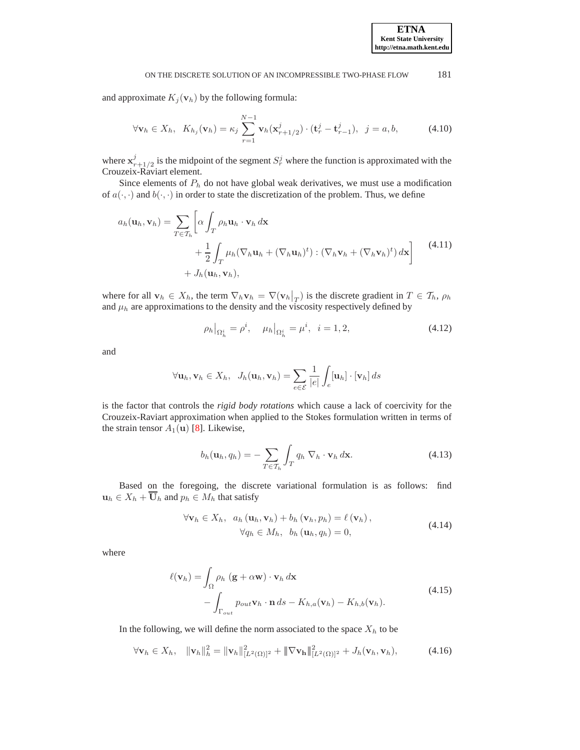and approximate $K_j(\mathbf{v}_h)$ by the following formula:

$$\forall \mathbf{v}_h \in X_h, \quad K_{h_j}(\mathbf{v}_h) = \kappa_j \sum_{r=1}^{N-1} \mathbf{v}_h(\mathbf{x}^j_{r+1/2}) \cdot (\mathbf{t}^j_r - \mathbf{t}^j_{r-1}), \quad j = a, b, \tag{4.10}$$

where $\mathbf{x}^j_{r+1/2}$ is the midpoint of the segment $S^j_r$ where the function is approximated with the Crouzeix-Raviart element.

Since elements of $P_h$ do not have global weak derivatives, we must use a modification of $a(\cdot,\cdot)$ and $b(\cdot,\cdot)$ in order to state the discretization of the problem. Thus, we define

$$\begin{aligned} a_h(\mathbf{u}_h, \mathbf{v}_h) = \sum_{T \in \mathcal{T}_h} \Bigg[ \alpha \int_T \rho_h \mathbf{u}_h \cdot \mathbf{v}_h \, d\mathbf{x} \\ + \frac{1}{2} \int_T \mu_h (\nabla_h \mathbf{u}_h + (\nabla_h \mathbf{u}_h)^t) : (\nabla_h \mathbf{v}_h + (\nabla_h \mathbf{v}_h)^t) \, d\mathbf{x} \Bigg] \\ + J_h(\mathbf{u}_h, \mathbf{v}_h), \end{aligned} \tag{4.11}$$

where for all $\mathbf{v}_h \in X_h$, the term $\nabla_h \mathbf{v}_h = \nabla(\mathbf{v}_h\big|_T)$ is the discrete gradient in $T \in \mathcal{T}_h$, $\rho_h$ and $\mu_h$ are approximations to the density and the viscosity respectively defined by

$$\rho_h\big|_{\Omega^i_h} = \rho^i, \quad \mu_h\big|_{\Omega^i_h} = \mu^i, \quad i = 1, 2, \tag{4.12}$$

and

$$\forall \mathbf{u}_h, \mathbf{v}_h \in X_h, \quad J_h(\mathbf{u}_h, \mathbf{v}_h) = \sum_{e \in \mathcal{E}} \frac{1}{|e|} \int_e [\mathbf{u}_h] \cdot [\mathbf{v}_h] \, ds$$

is the factor that controls the *rigid body rotations* which cause a lack of coercivity for the Crouzeix-Raviart approximation when applied to the Stokes formulation written in terms of the strain tensor $A_1(\mathbf{u})$ [8]. Likewise,

$$b_h(\mathbf{u}_h, q_h) = - \sum_{T \in \mathcal{T}_h} \int_T q_h \, \nabla_h \cdot \mathbf{v}_h \, d\mathbf{x}. \tag{4.13}$$

Based on the foregoing, the discrete variational formulation is as follows: find $\mathbf{u}_h \in X_h + \overline{\mathbf{U}}_h$ and $p_h \in M_h$ that satisfy

$$\begin{aligned} \forall \mathbf{v}_h \in X_h, \quad a_h(\mathbf{u}_h, \mathbf{v}_h) + b_h(\mathbf{v}_h, p_h) = \ell(\mathbf{v}_h), \\ \forall q_h \in M_h, \quad b_h(\mathbf{u}_h, q_h) = 0, \end{aligned} \tag{4.14}$$

where

$$\begin{aligned} \ell(\mathbf{v}_h) = \int_\Omega \rho_h \, (\mathbf{g} + \alpha \mathbf{w}) \cdot \mathbf{v}_h \, d\mathbf{x} \\ - \int_{\Gamma_{out}} p_{out} \mathbf{v}_h \cdot \mathbf{n} \, ds - K_{h,a}(\mathbf{v}_h) - K_{h,b}(\mathbf{v}_h). \end{aligned} \tag{4.15}$$

In the following, we will define the norm associated to the space $X_h$ to be

$$\forall \mathbf{v}_h \in X_h, \quad \|\mathbf{v}_h\|^2_h = \|\mathbf{v}_h\|^2_{[L^2(\Omega)]^2} + \|\nabla \mathbf{v}_h\|^2_{[L^2(\Omega)]^2} + J_h(\mathbf{v}_h, \mathbf{v}_h), \tag{4.16}$$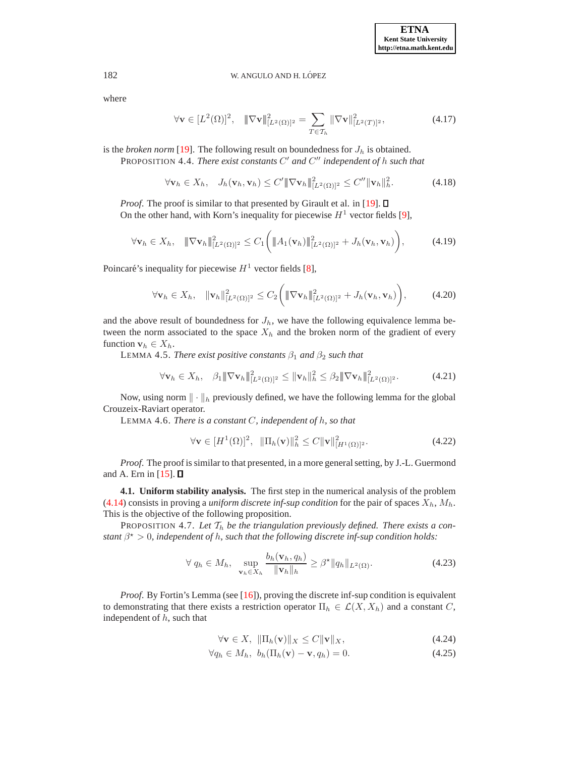where

$$\forall \mathbf{v} \in [L^2(\Omega)]^2, \quad \|\nabla \mathbf{v}\|^2_{[L^2(\Omega)]^2} = \sum_{T \in \mathcal{T}_h} \|\nabla \mathbf{v}\|^2_{[L^2(T)]^2}, \tag{4.17}$$

is the *broken norm* [19]. The following result on boundedness for $J_h$ is obtained.

PROPOSITION 4.4. *There exist constants $C'$ and $C''$ independent of $h$ such that*

$$\forall \mathbf{v}_h \in X_h, \quad J_h(\mathbf{v}_h, \mathbf{v}_h) \leq C' \|\nabla \mathbf{v}_h\|^2_{[L^2(\Omega)]^2} \leq C'' \|\mathbf{v}_h\|^2_h. \tag{4.18}$$

*Proof.* The proof is similar to that presented by Girault et al. in [19]. ∎

On the other hand, with Korn's inequality for piecewise $H^1$ vector fields [9],

$$\forall \mathbf{v}_h \in X_h, \quad \|\nabla \mathbf{v}_h\|^2_{[L^2(\Omega)]^2} \leq C_1 \left( \|A_1(\mathbf{v}_h)\|^2_{[L^2(\Omega)]^2} + J_h(\mathbf{v}_h, \mathbf{v}_h) \right), \tag{4.19}$$

Poincaré's inequality for piecewise $H^1$ vector fields [8],

$$\forall \mathbf{v}_h \in X_h, \quad \|\mathbf{v}_h\|^2_{[L^2(\Omega)]^2} \leq C_2 \left( \|\nabla \mathbf{v}_h\|^2_{[L^2(\Omega)]^2} + J_h(\mathbf{v}_h, \mathbf{v}_h) \right), \tag{4.20}$$

and the above result of boundedness for $J_h$, we have the following equivalence lemma between the norm associated to the space $X_h$ and the broken norm of the gradient of every function $\mathbf{v}_h \in X_h$.

LEMMA 4.5. *There exist positive constants $\beta_1$ and $\beta_2$ such that*

$$\forall \mathbf{v}_h \in X_h, \quad \beta_1 \|\nabla \mathbf{v}_h\|^2_{[L^2(\Omega)]^2} \leq \|\mathbf{v}_h\|^2_h \leq \beta_2 \|\nabla \mathbf{v}_h\|^2_{[L^2(\Omega)]^2}. \tag{4.21}$$

Now, using norm $\|\cdot\|_h$ previously defined, we have the following lemma for the global Crouzeix-Raviart operator.

LEMMA 4.6. *There is a constant $C$, independent of $h$, so that*

$$\forall \mathbf{v} \in [H^1(\Omega)]^2, \quad \|\Pi_h(\mathbf{v})\|^2_h \leq C \|\mathbf{v}\|^2_{[H^1(\Omega)]^2}. \tag{4.22}$$

*Proof.* The proof is similar to that presented, in a more general setting, by J.-L. Guermond and A. Ern in [15]. ∎

**4.1. Uniform stability analysis.** The first step in the numerical analysis of the problem (4.14) consists in proving a *uniform discrete inf-sup condition* for the pair of spaces $X_h$, $M_h$. This is the objective of the following proposition.

PROPOSITION 4.7. *Let $\mathcal{T}_h$ be the triangulation previously defined. There exists a constant $\beta^\star > 0$, independent of $h$, such that the following discrete inf-sup condition holds:*

$$\forall \, q_h \in M_h, \quad \sup_{\mathbf{v}_h \in X_h} \frac{b_h(\mathbf{v}_h, q_h)}{\|\mathbf{v}_h\|_h} \geq \beta^\star \|q_h\|_{L^2(\Omega)}. \tag{4.23}$$

*Proof.* By Fortin's Lemma (see [16]), proving the discrete inf-sup condition is equivalent to demonstrating that there exists a restriction operator $\Pi_h \in \mathcal{L}(X, X_h)$ and a constant $C$, independent of $h$, such that

$$\forall \mathbf{v} \in X, \ \|\Pi_h(\mathbf{v})\|_X \leq C \|\mathbf{v}\|_X, \tag{4.24}$$

$$\forall q_h \in M_h, \ b_h(\Pi_h(\mathbf{v}) - \mathbf{v}, q_h) = 0. \tag{4.25}$$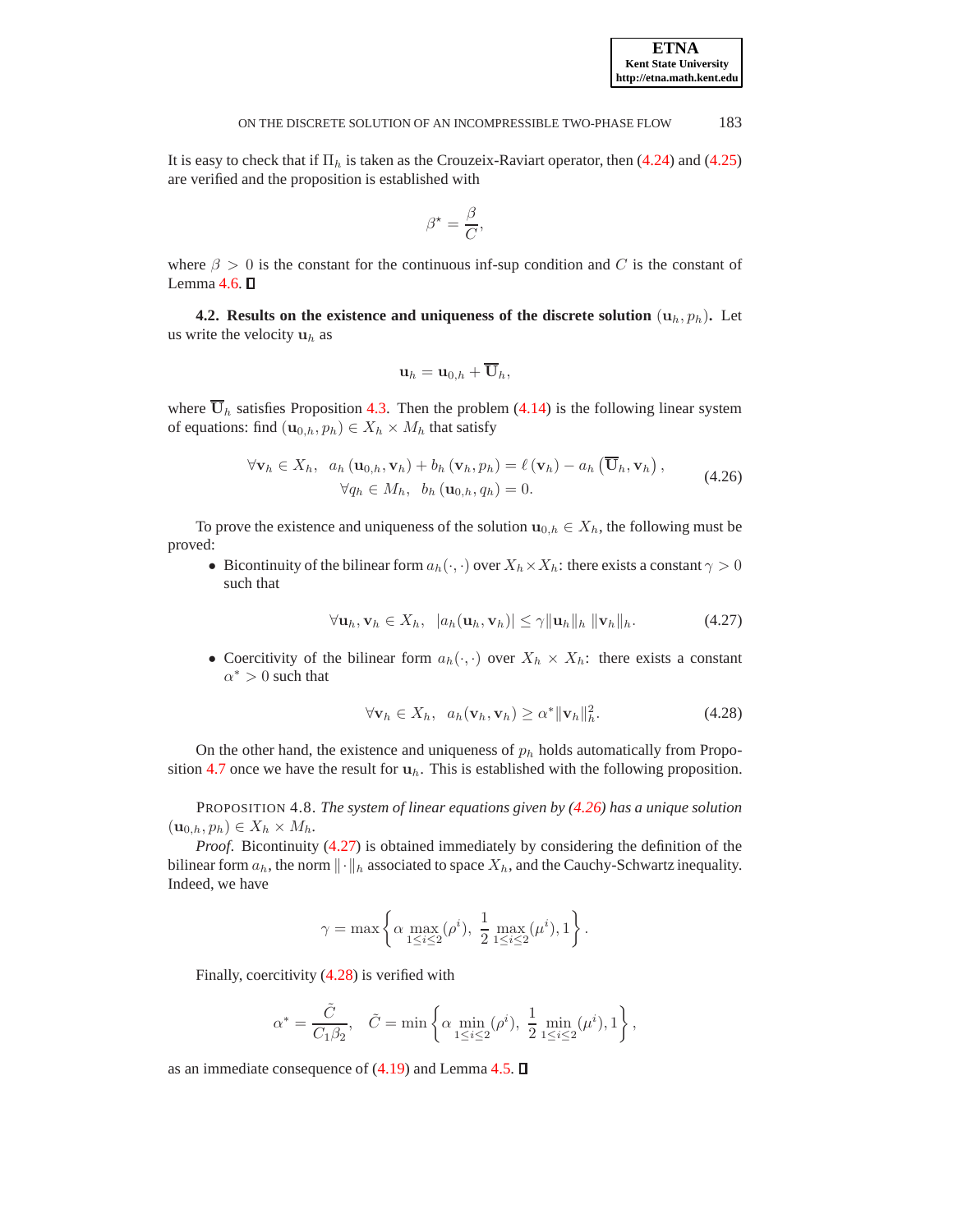It is easy to check that if $\Pi_h$ is taken as the Crouzeix-Raviart operator, then (4.24) and (4.25) are verified and the proposition is established with

$$\beta^\star = \frac{\beta}{C},$$

where $\beta > 0$ is the constant for the continuous inf-sup condition and $C$ is the constant of Lemma 4.6. ∎

**4.2. Results on the existence and uniqueness of the discrete solution $(\mathbf{u}_h, p_h)$.** Let us write the velocity $\mathbf{u}_h$ as

$$\mathbf{u}_h = \mathbf{u}_{0,h} + \overline{\mathbf{U}}_h,$$

where $\overline{\mathbf{U}}_h$ satisfies Proposition 4.3. Then the problem (4.14) is the following linear system of equations: find $(\mathbf{u}_{0,h}, p_h) \in X_h \times M_h$ that satisfy

$$\begin{aligned} \forall \mathbf{v}_h \in X_h, \quad & a_h(\mathbf{u}_{0,h}, \mathbf{v}_h) + b_h(\mathbf{v}_h, p_h) = \ell(\mathbf{v}_h) - a_h\left(\overline{\mathbf{U}}_h, \mathbf{v}_h\right), \\ \forall q_h \in M_h, \quad & b_h(\mathbf{u}_{0,h}, q_h) = 0. \end{aligned} \tag{4.26}$$

To prove the existence and uniqueness of the solution $\mathbf{u}_{0,h} \in X_h$, the following must be proved:

- Bicontinuity of the bilinear form $a_h(\cdot,\cdot)$ over $X_h \times X_h$: there exists a constant $\gamma > 0$ such that

$$\forall \mathbf{u}_h, \mathbf{v}_h \in X_h, \quad |a_h(\mathbf{u}_h, \mathbf{v}_h)| \le \gamma \|\mathbf{u}_h\|_h \, \|\mathbf{v}_h\|_h. \tag{4.27}$$

- Coercitivity of the bilinear form $a_h(\cdot,\cdot)$ over $X_h \times X_h$: there exists a constant $\alpha^* > 0$ such that

$$\forall \mathbf{v}_h \in X_h, \quad a_h(\mathbf{v}_h, \mathbf{v}_h) \ge \alpha^* \|\mathbf{v}_h\|_h^2. \tag{4.28}$$

On the other hand, the existence and uniqueness of $p_h$ holds automatically from Proposition 4.7 once we have the result for $\mathbf{u}_h$. This is established with the following proposition.

PROPOSITION 4.8. *The system of linear equations given by (4.26) has a unique solution $(\mathbf{u}_{0,h}, p_h) \in X_h \times M_h$.*

*Proof.* Bicontinuity (4.27) is obtained immediately by considering the definition of the bilinear form $a_h$, the norm $\|\cdot\|_h$ associated to space $X_h$, and the Cauchy-Schwartz inequality. Indeed, we have

$$\gamma = \max\left\{ \alpha \max_{1\le i\le 2}(\rho^i),\ \frac{1}{2}\max_{1\le i\le 2}(\mu^i), 1 \right\}.$$

Finally, coercitivity (4.28) is verified with

$$\alpha^* = \frac{\tilde{C}}{C_1 \beta_2}, \quad \tilde{C} = \min\left\{ \alpha \min_{1\le i\le 2}(\rho^i),\ \frac{1}{2}\min_{1\le i\le 2}(\mu^i), 1 \right\},$$

as an immediate consequence of (4.19) and Lemma 4.5. ∎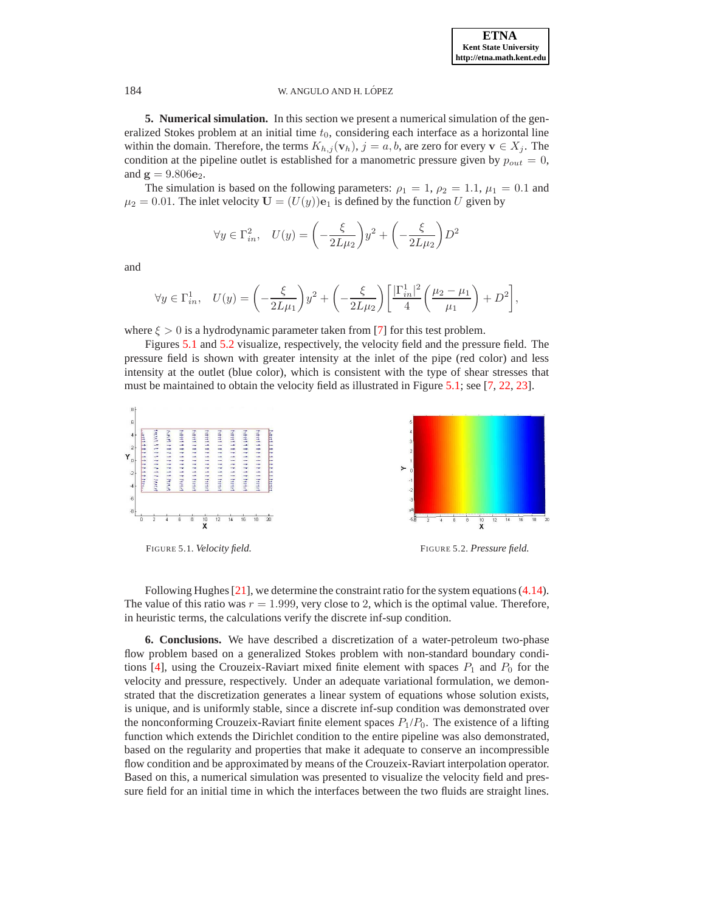**5. Numerical simulation.** In this section we present a numerical simulation of the generalized Stokes problem at an initial time $t_0$, considering each interface as a horizontal line within the domain. Therefore, the terms $K_{h,j}(\mathbf{v}_h)$, $j = a, b$, are zero for every $\mathbf{v} \in X_j$. The condition at the pipeline outlet is established for a manometric pressure given by $p_{out} = 0$, and $\mathbf{g} = 9.806\mathbf{e}_2$.

The simulation is based on the following parameters: $\rho_1 = 1$, $\rho_2 = 1.1$, $\mu_1 = 0.1$ and $\mu_2 = 0.01$. The inlet velocity $\mathbf{U} = (U(y))\mathbf{e}_1$ is defined by the function $U$ given by

$$\forall y \in \Gamma_{in}^2, \quad U(y) = \left(-\frac{\xi}{2L\mu_2}\right)y^2 + \left(-\frac{\xi}{2L\mu_2}\right)D^2$$

and

$$\forall y \in \Gamma_{in}^1, \quad U(y) = \left(-\frac{\xi}{2L\mu_1}\right)y^2 + \left(-\frac{\xi}{2L\mu_2}\right)\left[\frac{|\Gamma_{in}^1|^2}{4}\left(\frac{\mu_2 - \mu_1}{\mu_1}\right) + D^2\right],$$

where $\xi > 0$ is a hydrodynamic parameter taken from [7] for this test problem.

Figures 5.1 and 5.2 visualize, respectively, the velocity field and the pressure field. The pressure field is shown with greater intensity at the inlet of the pipe (red color) and less intensity at the outlet (blue color), which is consistent with the type of shear stresses that must be maintained to obtain the velocity field as illustrated in Figure 5.1; see [7, 22, 23].

FIGURE 5.1. *Velocity field.*

FIGURE 5.2. *Pressure field.*

Following Hughes [21], we determine the constraint ratio for the system equations (4.14). The value of this ratio was $r = 1.999$, very close to $2$, which is the optimal value. Therefore, in heuristic terms, the calculations verify the discrete inf-sup condition.

**6. Conclusions.** We have described a discretization of a water-petroleum two-phase flow problem based on a generalized Stokes problem with non-standard boundary conditions [4], using the Crouzeix-Raviart mixed finite element with spaces $P_1$ and $P_0$ for the velocity and pressure, respectively. Under an adequate variational formulation, we demonstrated that the discretization generates a linear system of equations whose solution exists, is unique, and is uniformly stable, since a discrete inf-sup condition was demonstrated over the nonconforming Crouzeix-Raviart finite element spaces $P_1/P_0$. The existence of a lifting function which extends the Dirichlet condition to the entire pipeline was also demonstrated, based on the regularity and properties that make it adequate to conserve an incompressible flow condition and be approximated by means of the Crouzeix-Raviart interpolation operator. Based on this, a numerical simulation was presented to visualize the velocity field and pressure field for an initial time in which the interfaces between the two fluids are straight lines.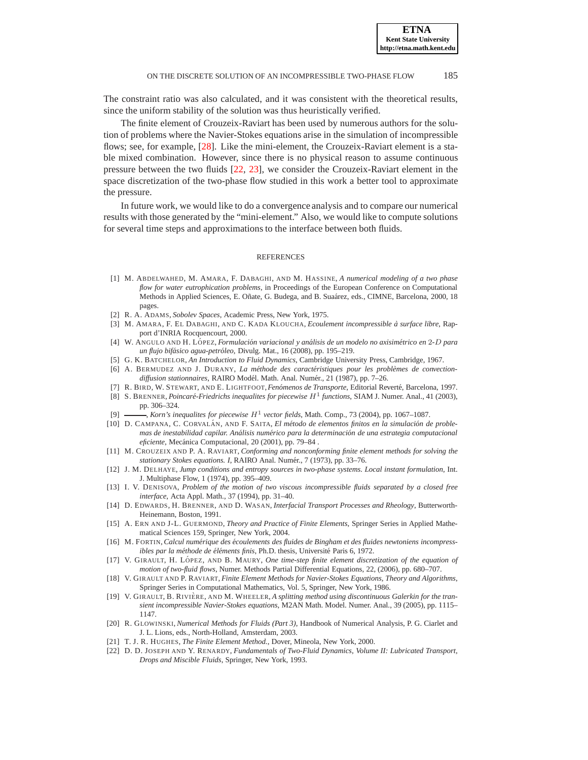The constraint ratio was also calculated, and it was consistent with the theoretical results, since the uniform stability of the solution was thus heuristically verified.

The finite element of Crouzeix-Raviart has been used by numerous authors for the solution of problems where the Navier-Stokes equations arise in the simulation of incompressible flows; see, for example, [28]. Like the mini-element, the Crouzeix-Raviart element is a stable mixed combination. However, since there is no physical reason to assume continuous pressure between the two fluids [22, 23], we consider the Crouzeix-Raviart element in the space discretization of the two-phase flow studied in this work a better tool to approximate the pressure.

In future work, we would like to do a convergence analysis and to compare our numerical results with those generated by the "mini-element." Also, we would like to compute solutions for several time steps and approximations to the interface between both fluids.

## REFERENCES

[1] M. Abdelwahed, M. Amara, F. Dabaghi, and M. Hassine, *A numerical modeling of a two phase flow for water eutrophication problems*, in Proceedings of the European Conference on Computational Methods in Applied Sciences, E. Oñate, G. Budega, and B. Suaárez, eds., CIMNE, Barcelona, 2000, 18 pages.

[2] R. A. Adams, *Sobolev Spaces*, Academic Press, New York, 1975.

[3] M. Amara, F. El Dabaghi, and C. Kada Kloucha, *Ecoulement incompressible à surface libre*, Rapport d'INRIA Rocquencourt, 2000.

[4] W. Angulo and H. López, *Formulación variacional y análisis de un modelo no axisimétrico en* $2$-$D$ *para un flujo bifásico agua-petróleo*, Divulg. Mat., 16 (2008), pp. 195–219.

[5] G. K. Batchelor, *An Introduction to Fluid Dynamics*, Cambridge University Press, Cambridge, 1967.

[6] A. Bermudez and J. Durany, *La méthode des caractéristiques pour les problèmes de convection-diffusion stationnaires*, RAIRO Modél. Math. Anal. Numér., 21 (1987), pp. 7–26.

[7] R. Bird, W. Stewart, and E. Lightfoot, *Fenómenos de Transporte*, Editorial Reverté, Barcelona, 1997.

[8] S. Brenner, *Poincaré-Friedrichs inequalites for piecewise* $H^1$ *functions*, SIAM J. Numer. Anal., 41 (2003), pp. 306–324.

[9] ———, *Korn's inequalites for piecewise* $H^1$ *vector fields*, Math. Comp., 73 (2004), pp. 1067–1087.

[10] D. Campana, C. Corvalán, and F. Saita, *El método de elementos finitos en la simulación de problemas de inestabilidad capilar. Análisis numérico para la determinación de una estrategia computacional eficiente*, Mecánica Computacional, 20 (2001), pp. 79–84 .

[11] M. Crouzeix and P. A. Raviart, *Conforming and nonconforming finite element methods for solving the stationary Stokes equations. I*, RAIRO Anal. Numér., 7 (1973), pp. 33–76.

[12] J. M. Delhaye, *Jump conditions and entropy sources in two-phase systems. Local instant formulation*, Int. J. Multiphase Flow, 1 (1974), pp. 395–409.

[13] I. V. Denisova, *Problem of the motion of two viscous incompressible fluids separated by a closed free interface*, Acta Appl. Math., 37 (1994), pp. 31–40.

[14] D. Edwards, H. Brenner, and D. Wasan, *Interfacial Transport Processes and Rheology*, Butterworth-Heinemann, Boston, 1991.

[15] A. Ern and J-L. Guermond, *Theory and Practice of Finite Elements*, Springer Series in Applied Mathematical Sciences 159, Springer, New York, 2004.

[16] M. Fortin, *Calcul numérique des écoulements des fluides de Bingham et des fluides newtoniens incompressibles par la méthode de éléments finis*, Ph.D. thesis, Université Paris 6, 1972.

[17] V. Girault, H. López, and B. Maury, *One time-step finite element discretization of the equation of motion of two-fluid flows*, Numer. Methods Partial Differential Equations, 22, (2006), pp. 680–707.

[18] V. Girault and P. Raviart, *Finite Element Methods for Navier-Stokes Equations, Theory and Algorithms*, Springer Series in Computational Mathematics, Vol. 5, Springer, New York, 1986.

[19] V. Girault, B. Rivière, and M. Wheeler, *A splitting method using discontinuous Galerkin for the transient incompressible Navier-Stokes equations*, M2AN Math. Model. Numer. Anal., 39 (2005), pp. 1115–1147.

[20] R. Glowinski, *Numerical Methods for Fluids (Part 3)*, Handbook of Numerical Analysis, P. G. Ciarlet and J. L. Lions, eds., North-Holland, Amsterdam, 2003.

[21] T. J. R. Hughes, *The Finite Element Method.*, Dover, Mineola, New York, 2000.

[22] D. D. Joseph and Y. Renardy, *Fundamentals of Two-Fluid Dynamics, Volume II: Lubricated Transport, Drops and Miscible Fluids*, Springer, New York, 1993.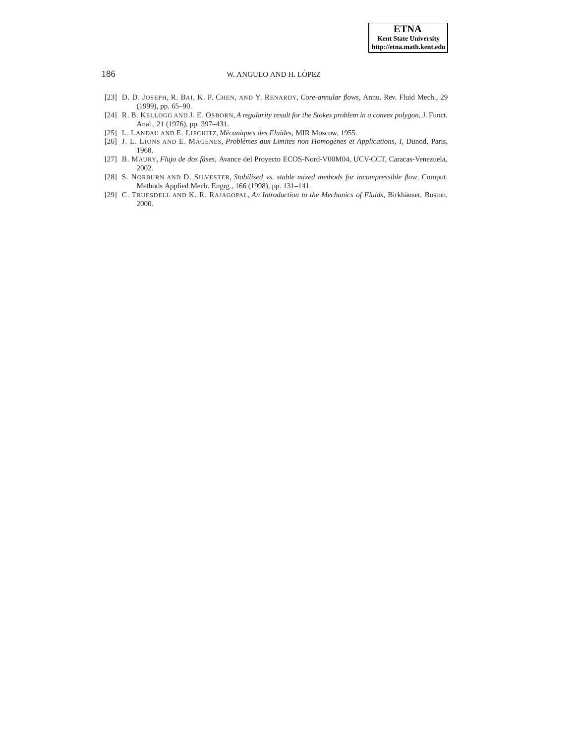[23] D. D. Joseph, R. Bai, K. P. Chen, and Y. Renardy, *Core-annular flows*, Annu. Rev. Fluid Mech., 29 (1999), pp. 65–90.

[24] R. B. Kellogg and J. E. Osborn, *A regularity result for the Stokes problem in a convex polygon*, J. Funct. Anal., 21 (1976), pp. 397–431.

[25] L. Landau and E. Lifchitz, *Mécaniques des Fluides*, MIR Moscow, 1955.

[26] J. L. Lions and E. Magenes, *Problèmes aux Limites non Homogènes et Applications, I*, Dunod, Paris, 1968.

[27] B. Maury, *Flujo de dos fáses*, Avance del Proyecto ECOS-Nord-V00M04, UCV-CCT, Caracas-Venezuela, 2002.

[28] S. Norburn and D. Silvester, *Stabilised vs. stable mixed methods for incompressible flow*, Comput. Methods Applied Mech. Engrg., 166 (1998), pp. 131–141.

[29] C. Truesdell and K. R. Rajagopal, *An Introduction to the Mechanics of Fluids*, Birkhäuser, Boston, 2000.